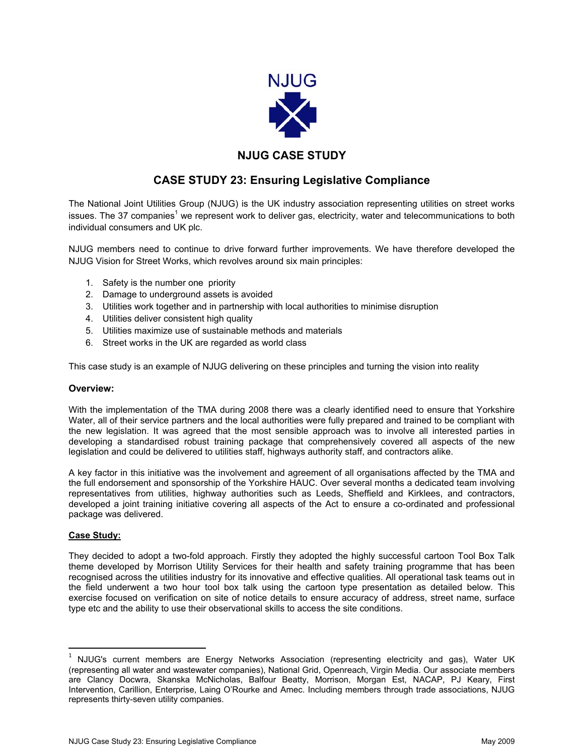NJUG

## NJUG CASE STUDY

# CASE STUDY 23: Ensuring Legislative Compliance

The National Joint Utilities Group (NJUG) is the UK industry association representing utilities on street works issues. The 37 companies[1] we represent work to deliver gas, electricity, water and telecommunications to both individual consumers and UK plc.

NJUG members need to continue to drive forward further improvements. We have therefore developed the NJUG Vision for Street Works, which revolves around six main principles:

1. Safety is the number one priority
2. Damage to underground assets is avoided
3. Utilities work together and in partnership with local authorities to minimise disruption
4. Utilities deliver consistent high quality
5. Utilities maximize use of sustainable methods and materials
6. Street works in the UK are regarded as world class

This case study is an example of NJUG delivering on these principles and turning the vision into reality

**Overview:**

With the implementation of the TMA during 2008 there was a clearly identified need to ensure that Yorkshire Water, all of their service partners and the local authorities were fully prepared and trained to be compliant with the new legislation. It was agreed that the most sensible approach was to involve all interested parties in developing a standardised robust training package that comprehensively covered all aspects of the new legislation and could be delivered to utilities staff, highways authority staff, and contractors alike.

A key factor in this initiative was the involvement and agreement of all organisations affected by the TMA and the full endorsement and sponsorship of the Yorkshire HAUC. Over several months a dedicated team involving representatives from utilities, highway authorities such as Leeds, Sheffield and Kirklees, and contractors, developed a joint training initiative covering all aspects of the Act to ensure a co-ordinated and professional package was delivered.

**Case Study:**

They decided to adopt a two-fold approach. Firstly they adopted the highly successful cartoon Tool Box Talk theme developed by Morrison Utility Services for their health and safety training programme that has been recognised across the utilities industry for its innovative and effective qualities. All operational task teams out in the field underwent a two hour tool box talk using the cartoon type presentation as detailed below. This exercise focused on verification on site of notice details to ensure accuracy of address, street name, surface type etc and the ability to use their observational skills to access the site conditions.

---

[1] NJUG's current members are Energy Networks Association (representing electricity and gas), Water UK (representing all water and wastewater companies), National Grid, Openreach, Virgin Media. Our associate members are Clancy Docwra, Skanska McNicholas, Balfour Beatty, Morrison, Morgan Est, NACAP, PJ Keary, First Intervention, Carillion, Enterprise, Laing O'Rourke and Amec. Including members through trade associations, NJUG represents thirty-seven utility companies.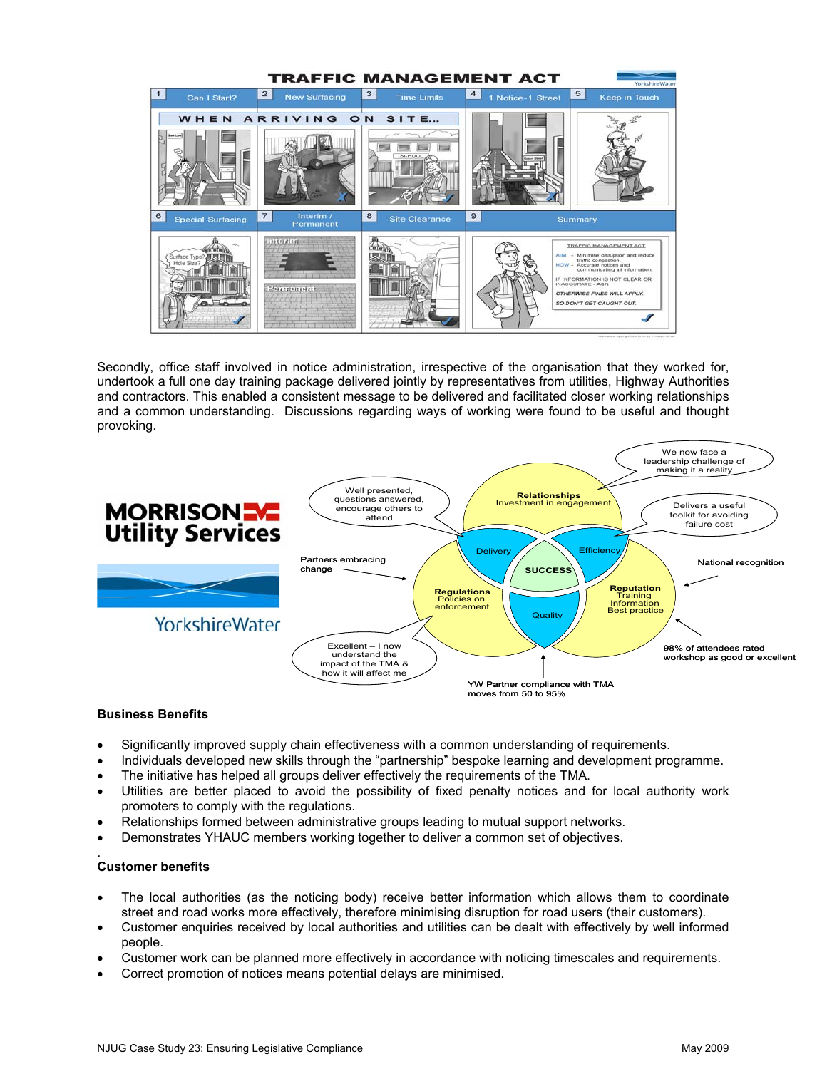TRAFFIC MANAGEMENT ACT

1 Can I Start? | 2 New Surfacing | 3 Time Limits | 4 1 Notice-1 Street | 5 Keep in Touch

WHEN ARRIVING ON SITE...

6 Special Surfacing | 7 Interim / Permanent | 8 Site Clearance | 9 Summary

Secondly, office staff involved in notice administration, irrespective of the organisation that they worked for, undertook a full one day training package delivered jointly by representatives from utilities, Highway Authorities and contractors. This enabled a consistent message to be delivered and facilitated closer working relationships and a common understanding. Discussions regarding ways of working were found to be useful and thought provoking.

MORRISON Utility Services

YorkshireWater

Well presented, questions answered, encourage others to attend

Relationships
Investment in engagement

We now face a leadership challenge of making it a reality

Delivers a useful toolkit for avoiding failure cost

Partners embracing change

Delivery

SUCCESS

Efficiency

National recognition

Regulations
Policies on enforcement

Reputation
Training
Information
Best practice

Quality

Excellent – I now understand the impact of the TMA & how it will affect me

98% of attendees rated workshop as good or excellent

YW Partner compliance with TMA moves from 50 to 95%

**Business Benefits**

- Significantly improved supply chain effectiveness with a common understanding of requirements.
- Individuals developed new skills through the "partnership" bespoke learning and development programme.
- The initiative has helped all groups deliver effectively the requirements of the TMA.
- Utilities are better placed to avoid the possibility of fixed penalty notices and for local authority work promoters to comply with the regulations.
- Relationships formed between administrative groups leading to mutual support networks.
- Demonstrates YHAUC members working together to deliver a common set of objectives.

**Customer benefits**

- The local authorities (as the noticing body) receive better information which allows them to coordinate street and road works more effectively, therefore minimising disruption for road users (their customers).
- Customer enquiries received by local authorities and utilities can be dealt with effectively by well informed people.
- Customer work can be planned more effectively in accordance with noticing timescales and requirements.
- Correct promotion of notices means potential delays are minimised.